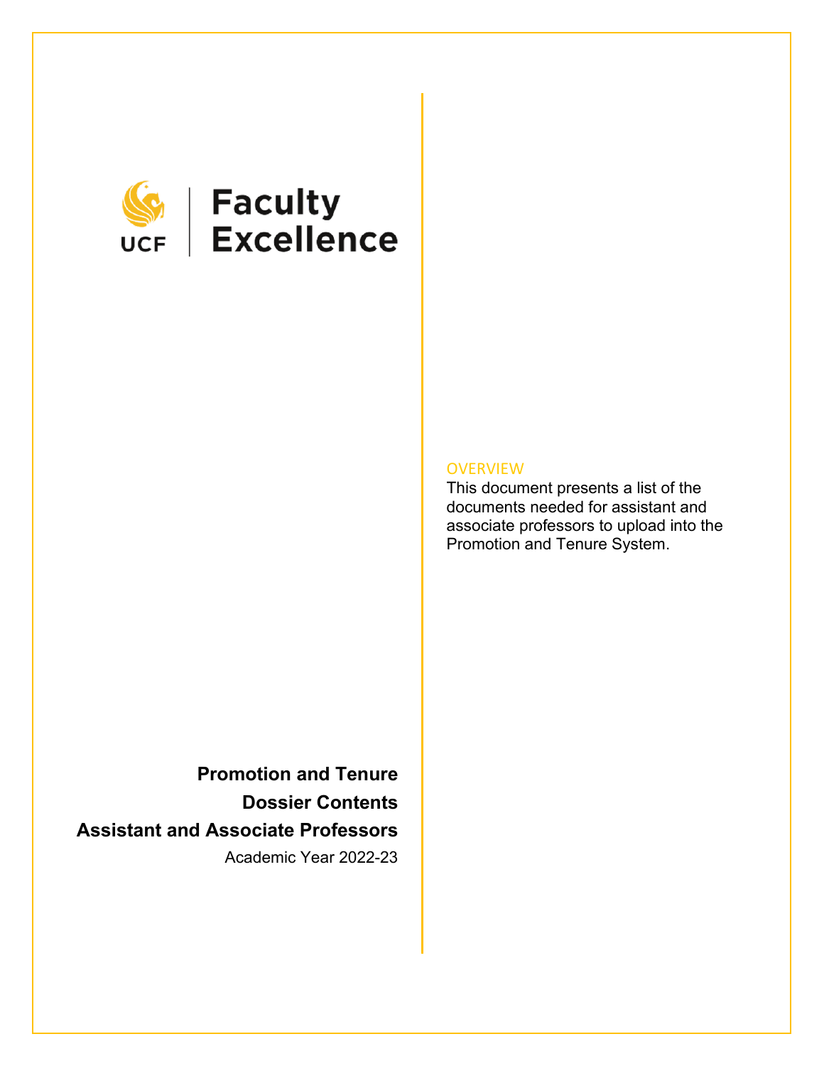UCF | Faculty Excellence

# Promotion and Tenure Dossier Contents

## Assistant and Associate Professors

Academic Year 2022-23

### OVERVIEW

This document presents a list of the documents needed for assistant and associate professors to upload into the Promotion and Tenure System.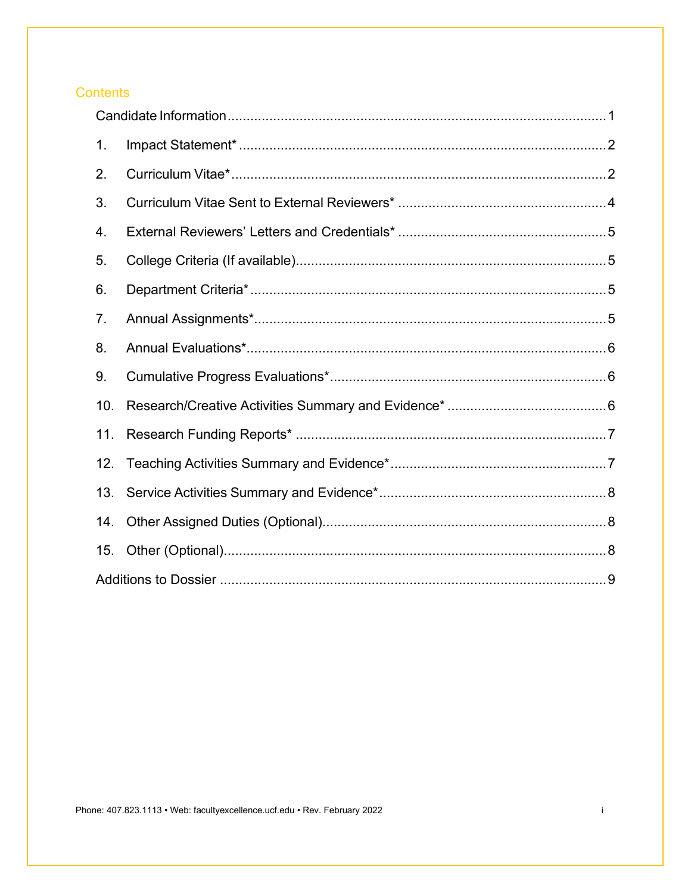## Contents

Candidate Information ........................................................................................ 1

1. Impact Statement* ........................................................................................ 2
2. Curriculum Vitae* ........................................................................................ 2
3. Curriculum Vitae Sent to External Reviewers* ........................................... 4
4. External Reviewers' Letters and Credentials* ............................................ 5
5. College Criteria (If available)...................................................................... 5
6. Department Criteria* .................................................................................... 5
7. Annual Assignments*................................................................................... 5
8. Annual Evaluations*..................................................................................... 6
9. Cumulative Progress Evaluations*.............................................................. 6
10. Research/Creative Activities Summary and Evidence* ............................. 6
11. Research Funding Reports* ....................................................................... 7
12. Teaching Activities Summary and Evidence*............................................ 7
13. Service Activities Summary and Evidence*............................................... 8
14. Other Assigned Duties (Optional)............................................................... 8
15. Other (Optional)........................................................................................... 8

Additions to Dossier ........................................................................................ 9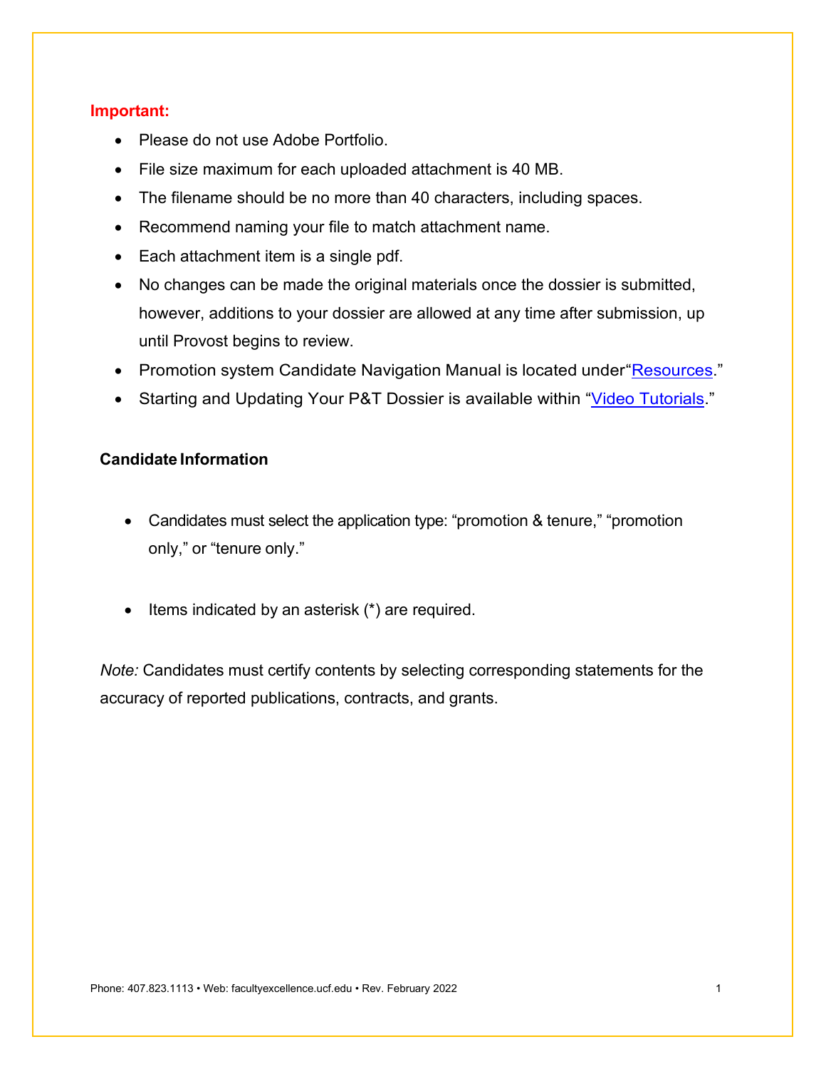**Important:**

- Please do not use Adobe Portfolio.
- File size maximum for each uploaded attachment is 40 MB.
- The filename should be no more than 40 characters, including spaces.
- Recommend naming your file to match attachment name.
- Each attachment item is a single pdf.
- No changes can be made the original materials once the dossier is submitted, however, additions to your dossier are allowed at any time after submission, up until Provost begins to review.
- Promotion system Candidate Navigation Manual is located under"[Resources](Resources)."
- Starting and Updating Your P&T Dossier is available within "[Video Tutorials](Video Tutorials)."

**Candidate Information**

- Candidates must select the application type: "promotion & tenure," "promotion only," or "tenure only."

- Items indicated by an asterisk (*) are required.

*Note:* Candidates must certify contents by selecting corresponding statements for the accuracy of reported publications, contracts, and grants.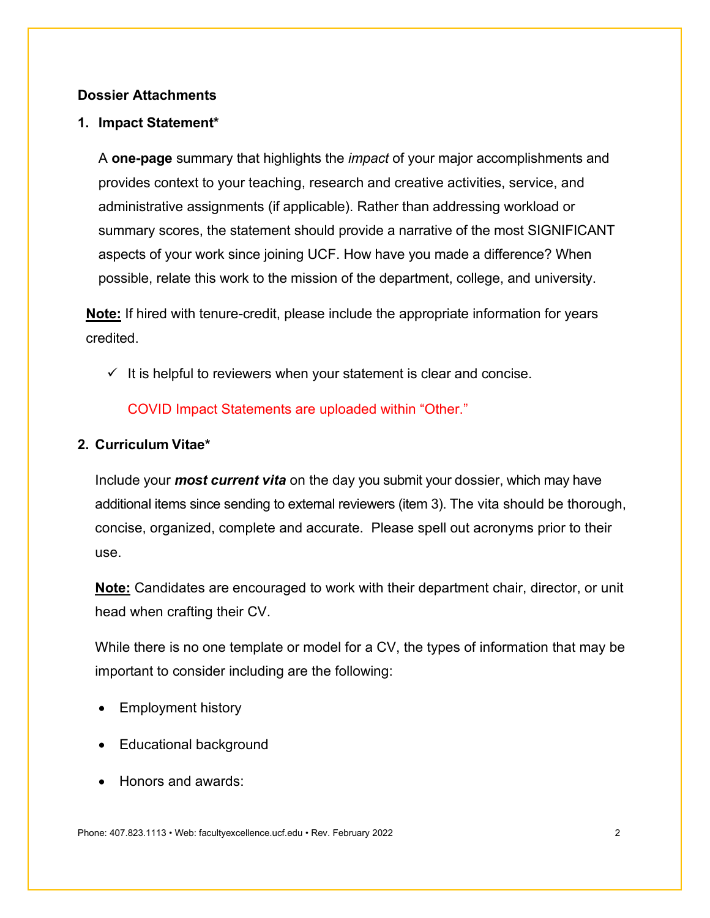## Dossier Attachments

### 1. Impact Statement*

A **one-page** summary that highlights the *impact* of your major accomplishments and provides context to your teaching, research and creative activities, service, and administrative assignments (if applicable). Rather than addressing workload or summary scores, the statement should provide a narrative of the most SIGNIFICANT aspects of your work since joining UCF. How have you made a difference? When possible, relate this work to the mission of the department, college, and university.

**Note:** If hired with tenure-credit, please include the appropriate information for years credited.

- ✓ It is helpful to reviewers when your statement is clear and concise.

COVID Impact Statements are uploaded within "Other."

### 2. Curriculum Vitae*

Include your ***most current vita*** on the day you submit your dossier, which may have additional items since sending to external reviewers (item 3). The vita should be thorough, concise, organized, complete and accurate. Please spell out acronyms prior to their use.

**Note:** Candidates are encouraged to work with their department chair, director, or unit head when crafting their CV.

While there is no one template or model for a CV, the types of information that may be important to consider including are the following:

- Employment history
- Educational background
- Honors and awards: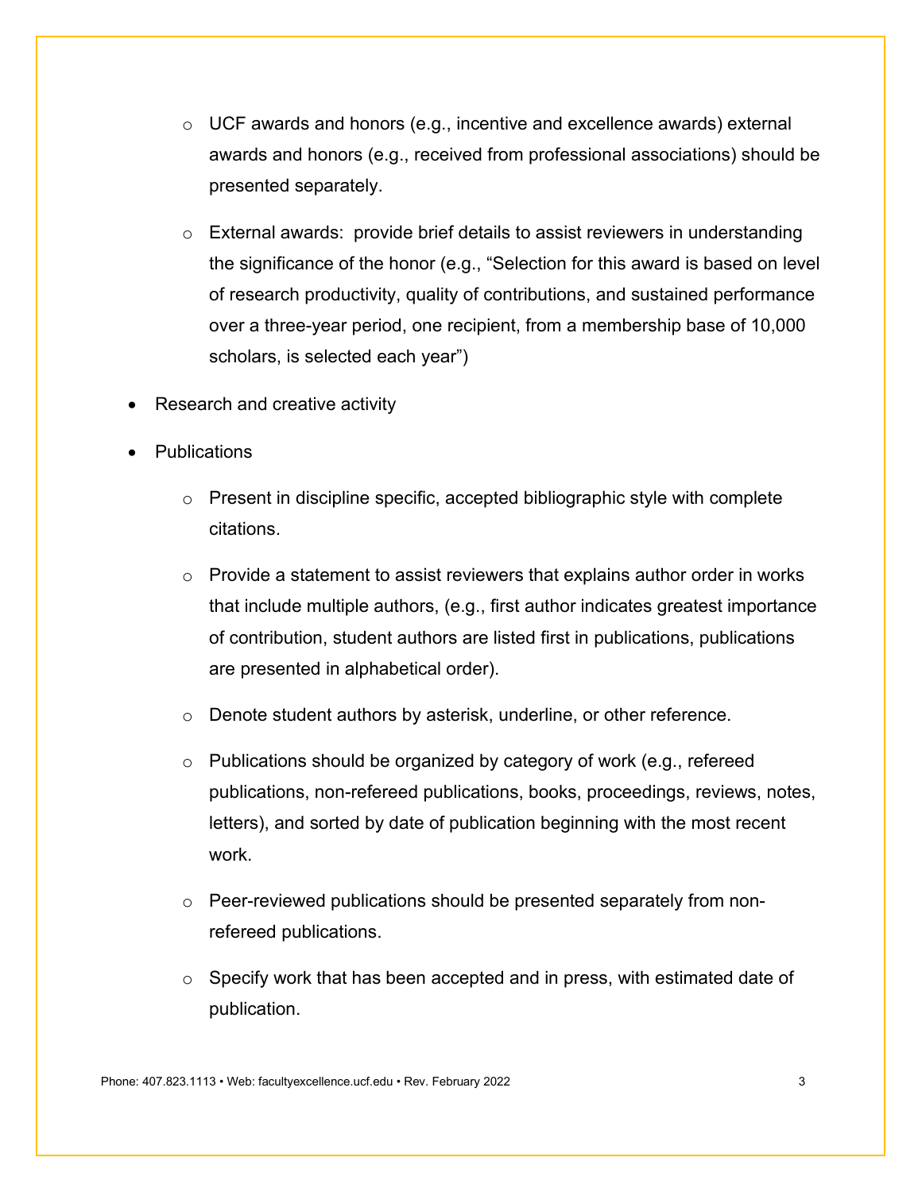- UCF awards and honors (e.g., incentive and excellence awards) external awards and honors (e.g., received from professional associations) should be presented separately.
    - External awards:  provide brief details to assist reviewers in understanding the significance of the honor (e.g., "Selection for this award is based on level of research productivity, quality of contributions, and sustained performance over a three-year period, one recipient, from a membership base of 10,000 scholars, is selected each year")
- Research and creative activity
- Publications
    - Present in discipline specific, accepted bibliographic style with complete citations.
    - Provide a statement to assist reviewers that explains author order in works that include multiple authors, (e.g., first author indicates greatest importance of contribution, student authors are listed first in publications, publications are presented in alphabetical order).
    - Denote student authors by asterisk, underline, or other reference.
    - Publications should be organized by category of work (e.g., refereed publications, non-refereed publications, books, proceedings, reviews, notes, letters), and sorted by date of publication beginning with the most recent work.
    - Peer-reviewed publications should be presented separately from non-refereed publications.
    - Specify work that has been accepted and in press, with estimated date of publication.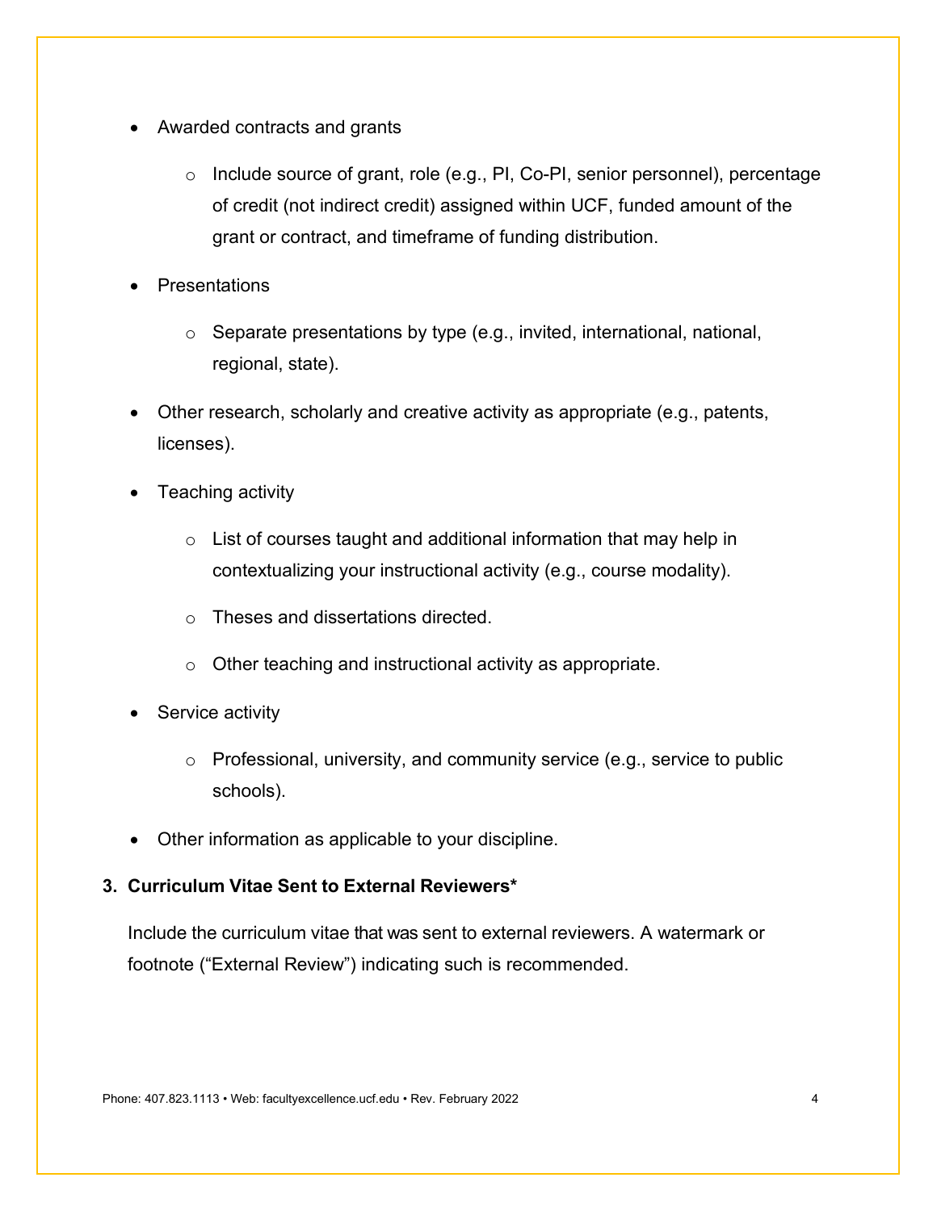- Awarded contracts and grants
  - Include source of grant, role (e.g., PI, Co-PI, senior personnel), percentage of credit (not indirect credit) assigned within UCF, funded amount of the grant or contract, and timeframe of funding distribution.
- Presentations
  - Separate presentations by type (e.g., invited, international, national, regional, state).
- Other research, scholarly and creative activity as appropriate (e.g., patents, licenses).
- Teaching activity
  - List of courses taught and additional information that may help in contextualizing your instructional activity (e.g., course modality).
  - Theses and dissertations directed.
  - Other teaching and instructional activity as appropriate.
- Service activity
  - Professional, university, and community service (e.g., service to public schools).
- Other information as applicable to your discipline.

### 3. Curriculum Vitae Sent to External Reviewers*

Include the curriculum vitae that was sent to external reviewers. A watermark or footnote ("External Review") indicating such is recommended.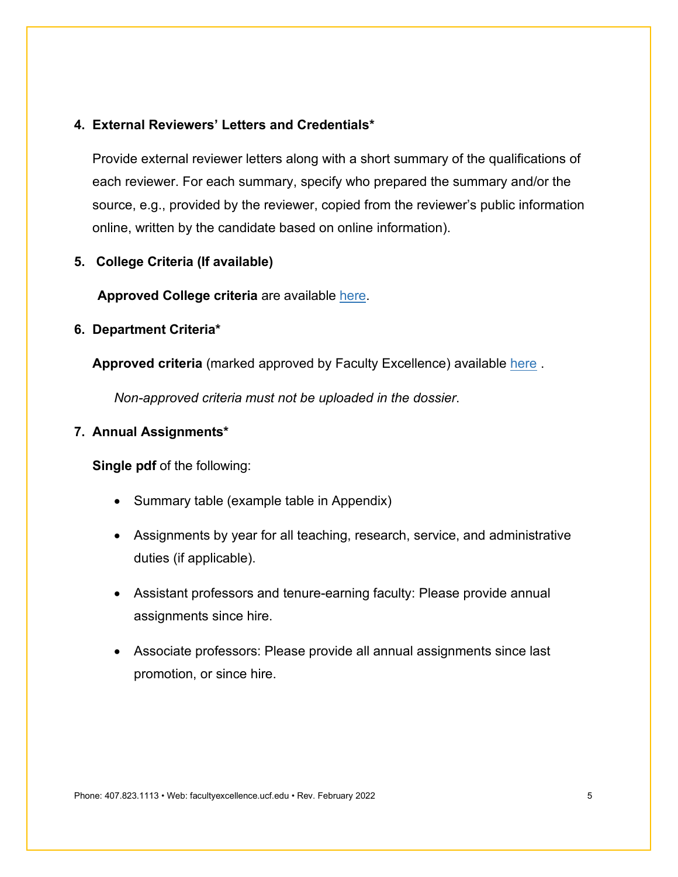4. **External Reviewers' Letters and Credentials***

   Provide external reviewer letters along with a short summary of the qualifications of each reviewer. For each summary, specify who prepared the summary and/or the source, e.g., provided by the reviewer, copied from the reviewer's public information online, written by the candidate based on online information).

5. **College Criteria (If available)**

   **Approved College criteria** are available here.

6. **Department Criteria***

   **Approved criteria** (marked approved by Faculty Excellence) available here .

   *Non-approved criteria must not be uploaded in the dossier*.

7. **Annual Assignments***

   **Single pdf** of the following:

   - Summary table (example table in Appendix)
   - Assignments by year for all teaching, research, service, and administrative duties (if applicable).
   - Assistant professors and tenure-earning faculty: Please provide annual assignments since hire.
   - Associate professors: Please provide all annual assignments since last promotion, or since hire.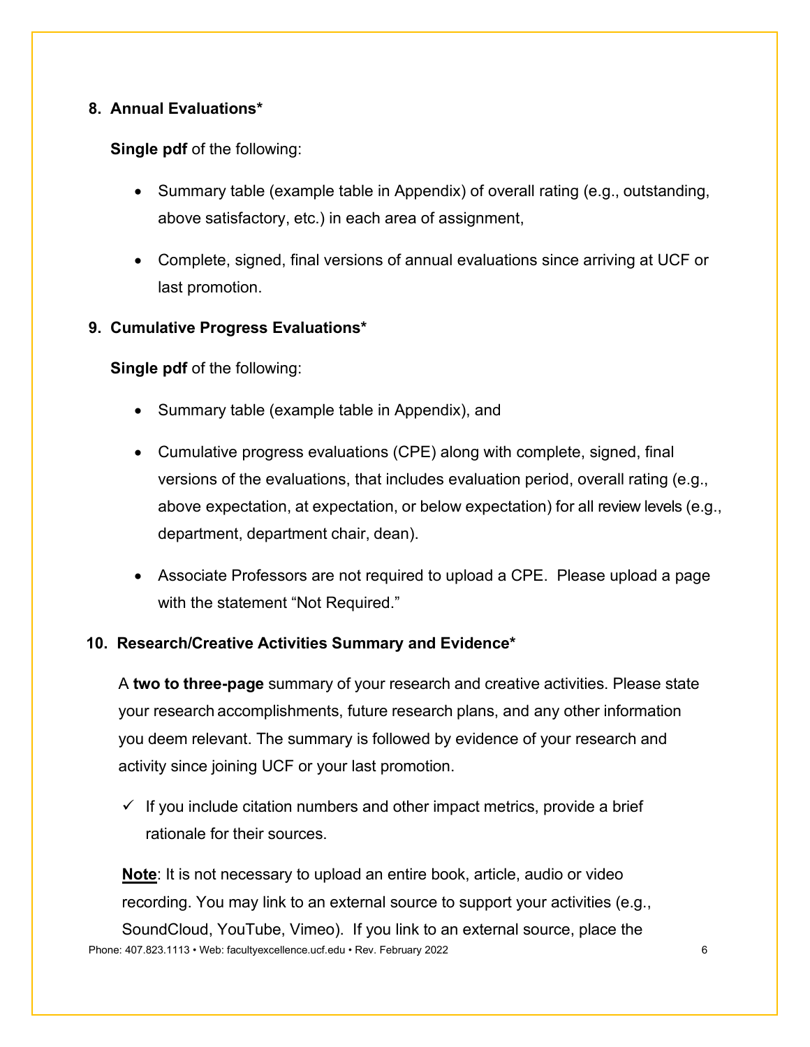8. **Annual Evaluations***

   **Single pdf** of the following:

   - Summary table (example table in Appendix) of overall rating (e.g., outstanding, above satisfactory, etc.) in each area of assignment,
   - Complete, signed, final versions of annual evaluations since arriving at UCF or last promotion.

9. **Cumulative Progress Evaluations***

   **Single pdf** of the following:

   - Summary table (example table in Appendix), and
   - Cumulative progress evaluations (CPE) along with complete, signed, final versions of the evaluations, that includes evaluation period, overall rating (e.g., above expectation, at expectation, or below expectation) for all review levels (e.g., department, department chair, dean).
   - Associate Professors are not required to upload a CPE. Please upload a page with the statement "Not Required."

10. **Research/Creative Activities Summary and Evidence***

    A **two to three-page** summary of your research and creative activities. Please state your research accomplishments, future research plans, and any other information you deem relevant. The summary is followed by evidence of your research and activity since joining UCF or your last promotion.

    ✓ If you include citation numbers and other impact metrics, provide a brief rationale for their sources.

    **Note**: It is not necessary to upload an entire book, article, audio or video recording. You may link to an external source to support your activities (e.g., SoundCloud, YouTube, Vimeo). If you link to an external source, place the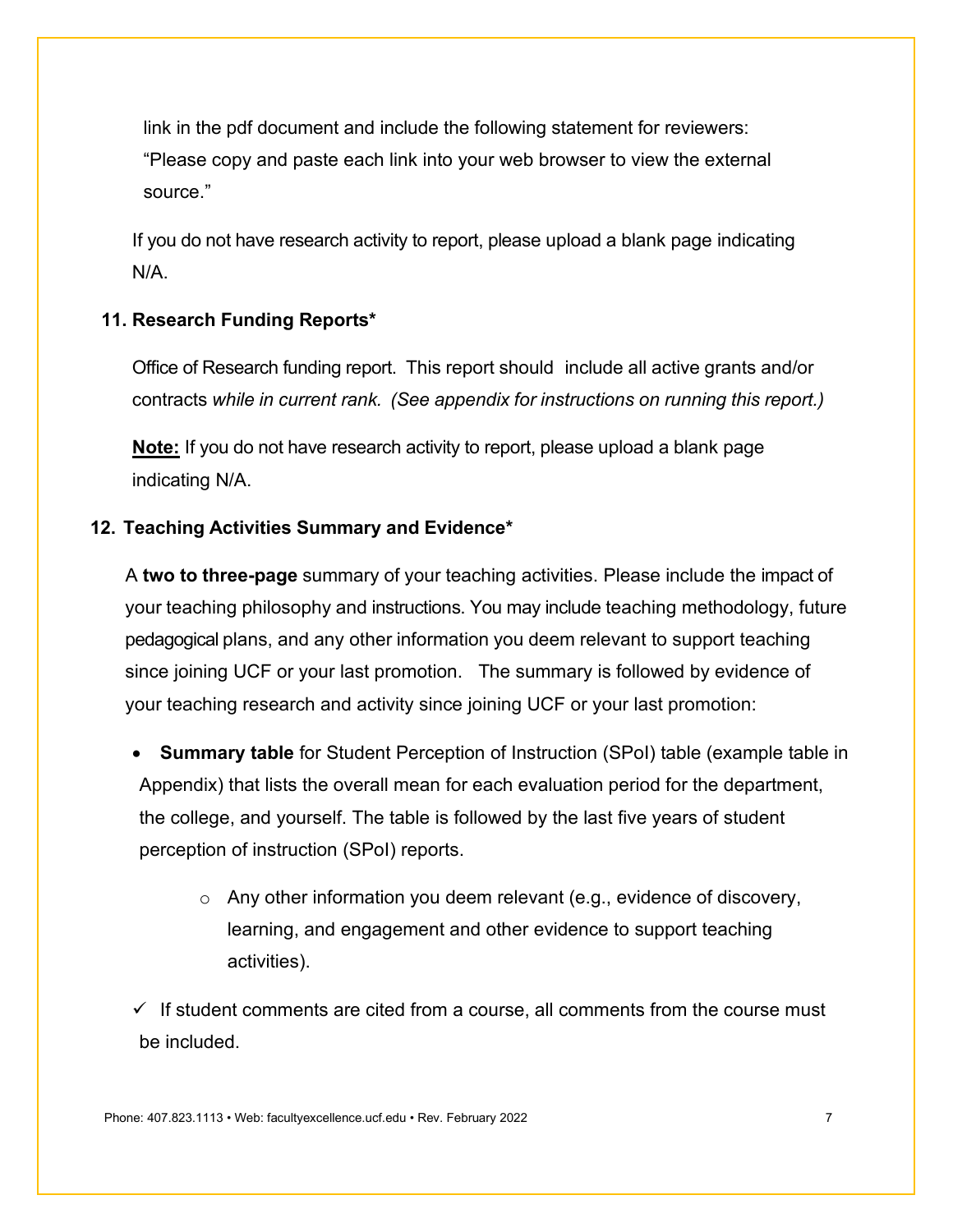link in the pdf document and include the following statement for reviewers: "Please copy and paste each link into your web browser to view the external source."

If you do not have research activity to report, please upload a blank page indicating N/A.

**11. Research Funding Reports***

Office of Research funding report. This report should include all active grants and/or contracts *while in current rank. (See appendix for instructions on running this report.)*

**Note:** If you do not have research activity to report, please upload a blank page indicating N/A.

**12. Teaching Activities Summary and Evidence***

A **two to three-page** summary of your teaching activities. Please include the impact of your teaching philosophy and instructions. You may include teaching methodology, future pedagogical plans, and any other information you deem relevant to support teaching since joining UCF or your last promotion. The summary is followed by evidence of your teaching research and activity since joining UCF or your last promotion:

- **Summary table** for Student Perception of Instruction (SPoI) table (example table in Appendix) that lists the overall mean for each evaluation period for the department, the college, and yourself. The table is followed by the last five years of student perception of instruction (SPoI) reports.
    - Any other information you deem relevant (e.g., evidence of discovery, learning, and engagement and other evidence to support teaching activities).

✓ If student comments are cited from a course, all comments from the course must be included.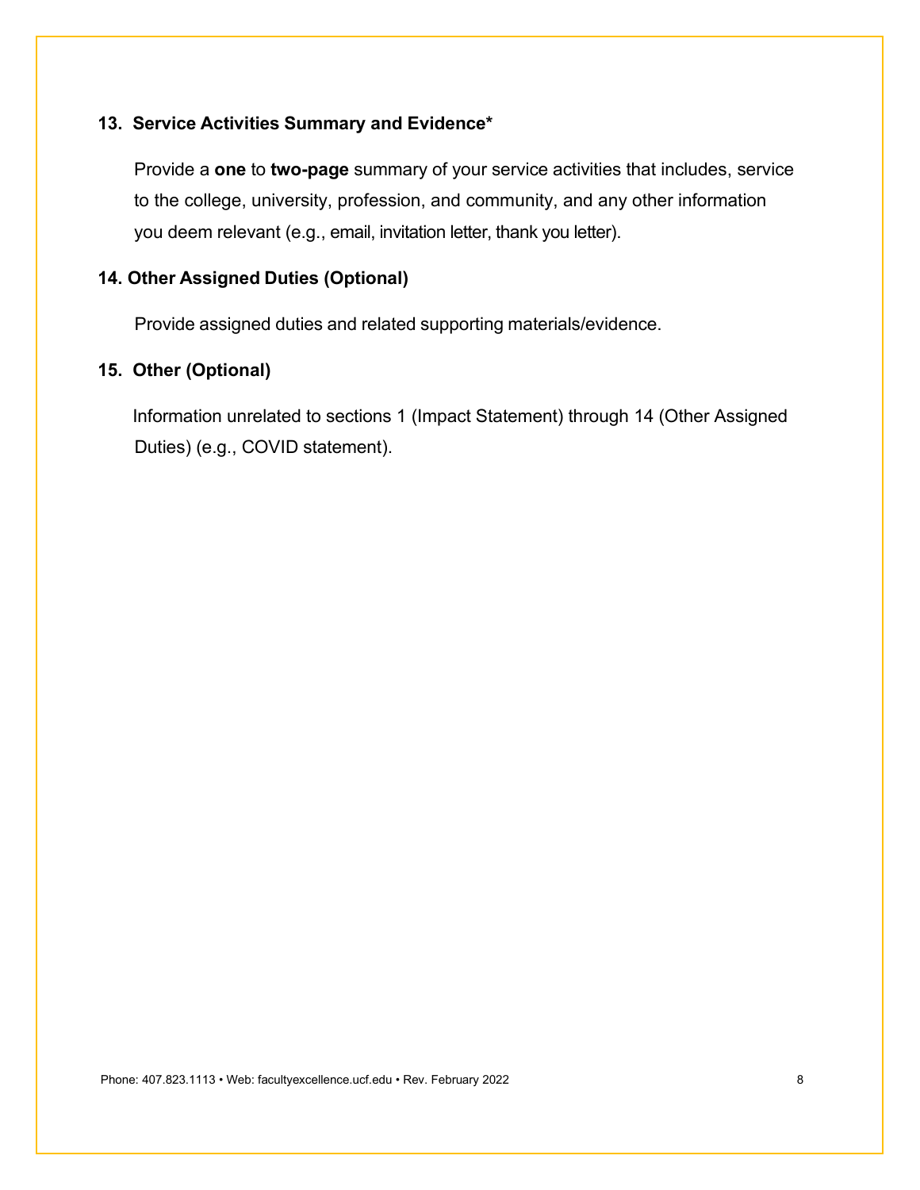### 13. Service Activities Summary and Evidence*

Provide a **one** to **two-page** summary of your service activities that includes, service to the college, university, profession, and community, and any other information you deem relevant (e.g., email, invitation letter, thank you letter).

### 14. Other Assigned Duties (Optional)

Provide assigned duties and related supporting materials/evidence.

### 15. Other (Optional)

Information unrelated to sections 1 (Impact Statement) through 14 (Other Assigned Duties) (e.g., COVID statement).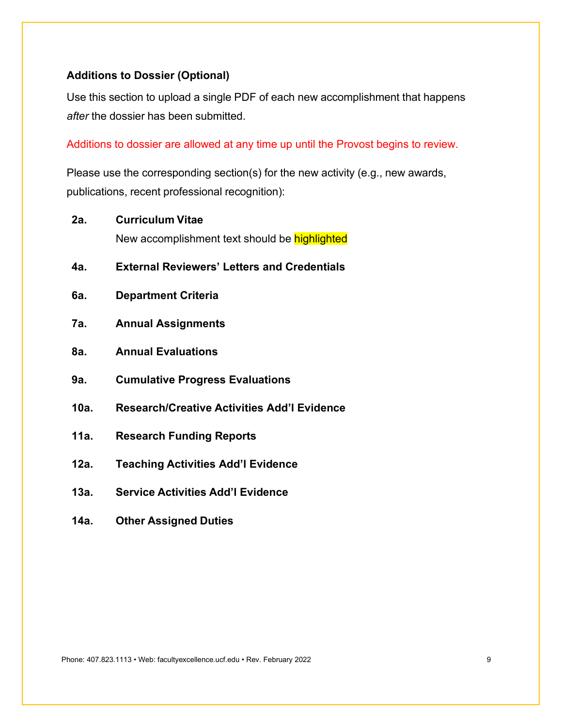**Additions to Dossier (Optional)**

Use this section to upload a single PDF of each new accomplishment that happens *after* the dossier has been submitted.

Additions to dossier are allowed at any time up until the Provost begins to review.

Please use the corresponding section(s) for the new activity (e.g., new awards, publications, recent professional recognition):

**2a. Curriculum Vitae**
New accomplishment text should be highlighted

**4a. External Reviewers' Letters and Credentials**

**6a. Department Criteria**

**7a. Annual Assignments**

**8a. Annual Evaluations**

**9a. Cumulative Progress Evaluations**

**10a. Research/Creative Activities Add'l Evidence**

**11a. Research Funding Reports**

**12a. Teaching Activities Add'l Evidence**

**13a. Service Activities Add'l Evidence**

**14a. Other Assigned Duties**

Phone: 407.823.1113 • Web: facultyexcellence.ucf.edu • Rev. February 2022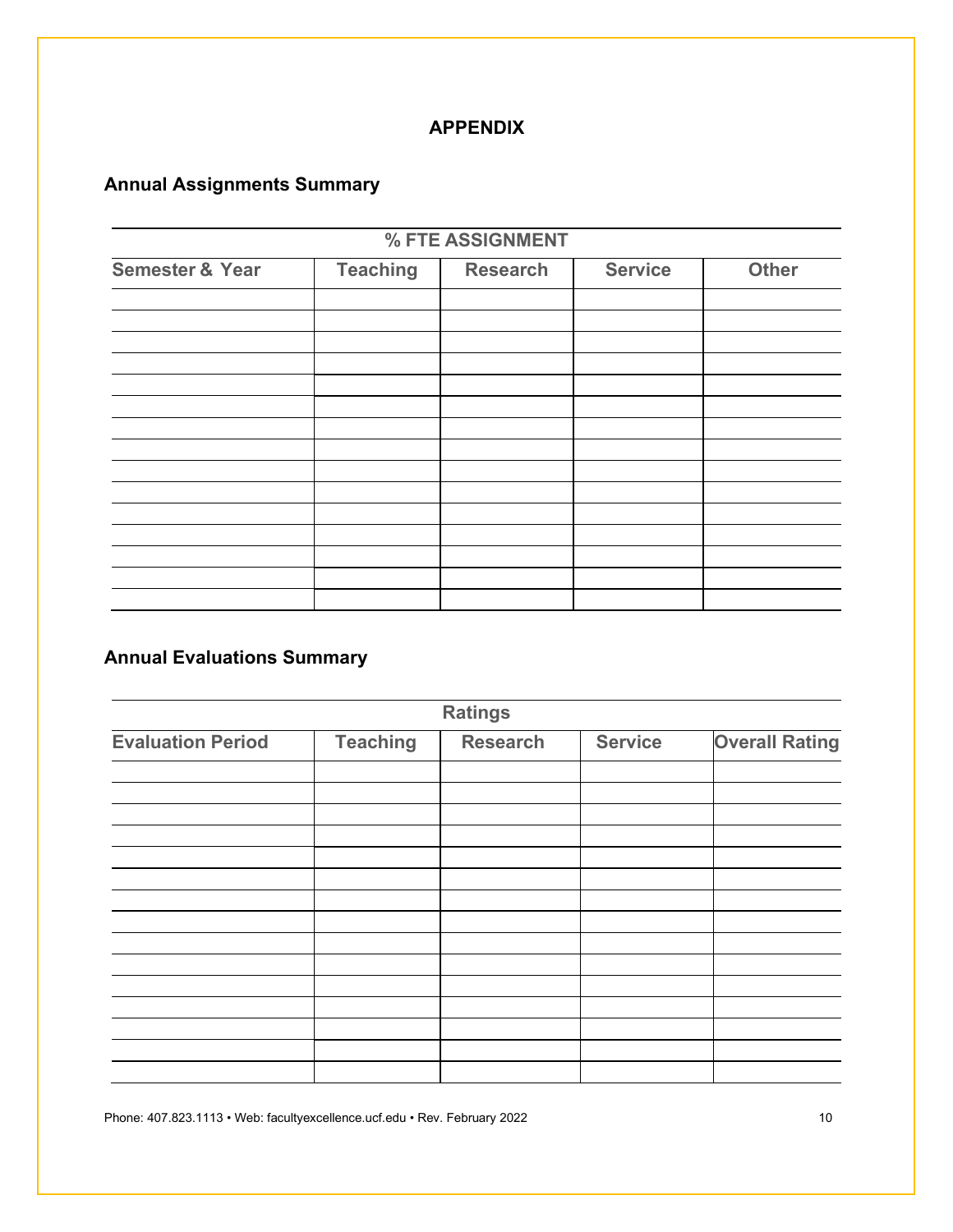# APPENDIX

## Annual Assignments Summary

| % FTE ASSIGNMENT | | | | |
|---|---|---|---|---|
| **Semester & Year** | **Teaching** | **Research** | **Service** | **Other** |
| | | | | |
| | | | | |
| | | | | |
| | | | | |
| | | | | |
| | | | | |
| | | | | |
| | | | | |
| | | | | |
| | | | | |
| | | | | |
| | | | | |
| | | | | |
| | | | | |
| | | | | |

## Annual Evaluations Summary

| Ratings | | | | |
|---|---|---|---|---|
| **Evaluation Period** | **Teaching** | **Research** | **Service** | **Overall Rating** |
| | | | | |
| | | | | |
| | | | | |
| | | | | |
| | | | | |
| | | | | |
| | | | | |
| | | | | |
| | | | | |
| | | | | |
| | | | | |
| | | | | |
| | | | | |
| | | | | |
| | | | | |

Phone: 407.823.1113 • Web: facultyexcellence.ucf.edu • Rev. February 2022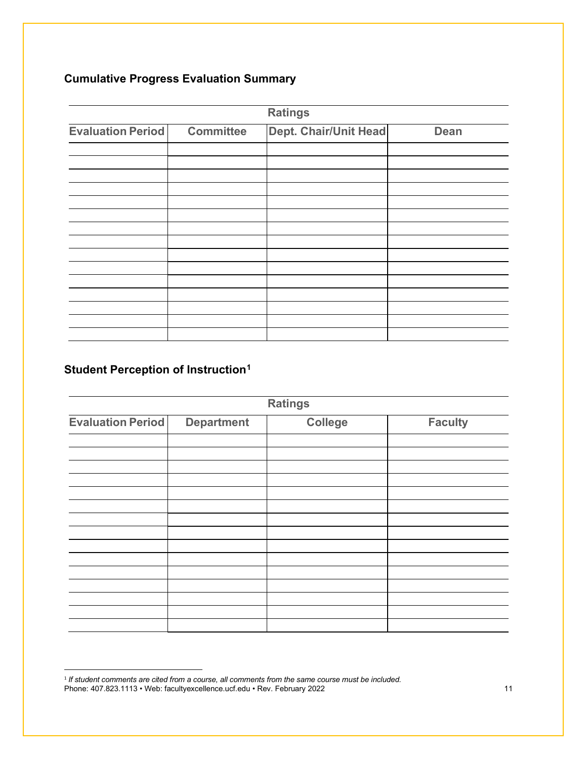## Cumulative Progress Evaluation Summary

| Ratings | | | |
|---|---|---|---|
| Evaluation Period | Committee | Dept. Chair/Unit Head | Dean |
| | | | |
| | | | |
| | | | |
| | | | |
| | | | |
| | | | |
| | | | |
| | | | |
| | | | |
| | | | |
| | | | |
| | | | |
| | | | |
| | | | |
| | | | |

## Student Perception of Instruction[1]

| Ratings | | | |
|---|---|---|---|
| Evaluation Period | Department | College | Faculty |
| | | | |
| | | | |
| | | | |
| | | | |
| | | | |
| | | | |
| | | | |
| | | | |
| | | | |
| | | | |
| | | | |
| | | | |
| | | | |
| | | | |
| | | | |

[1] *If student comments are cited from a course, all comments from the same course must be included.*

Phone: 407.823.1113 • Web: facultyexcellence.ucf.edu • Rev. February 2022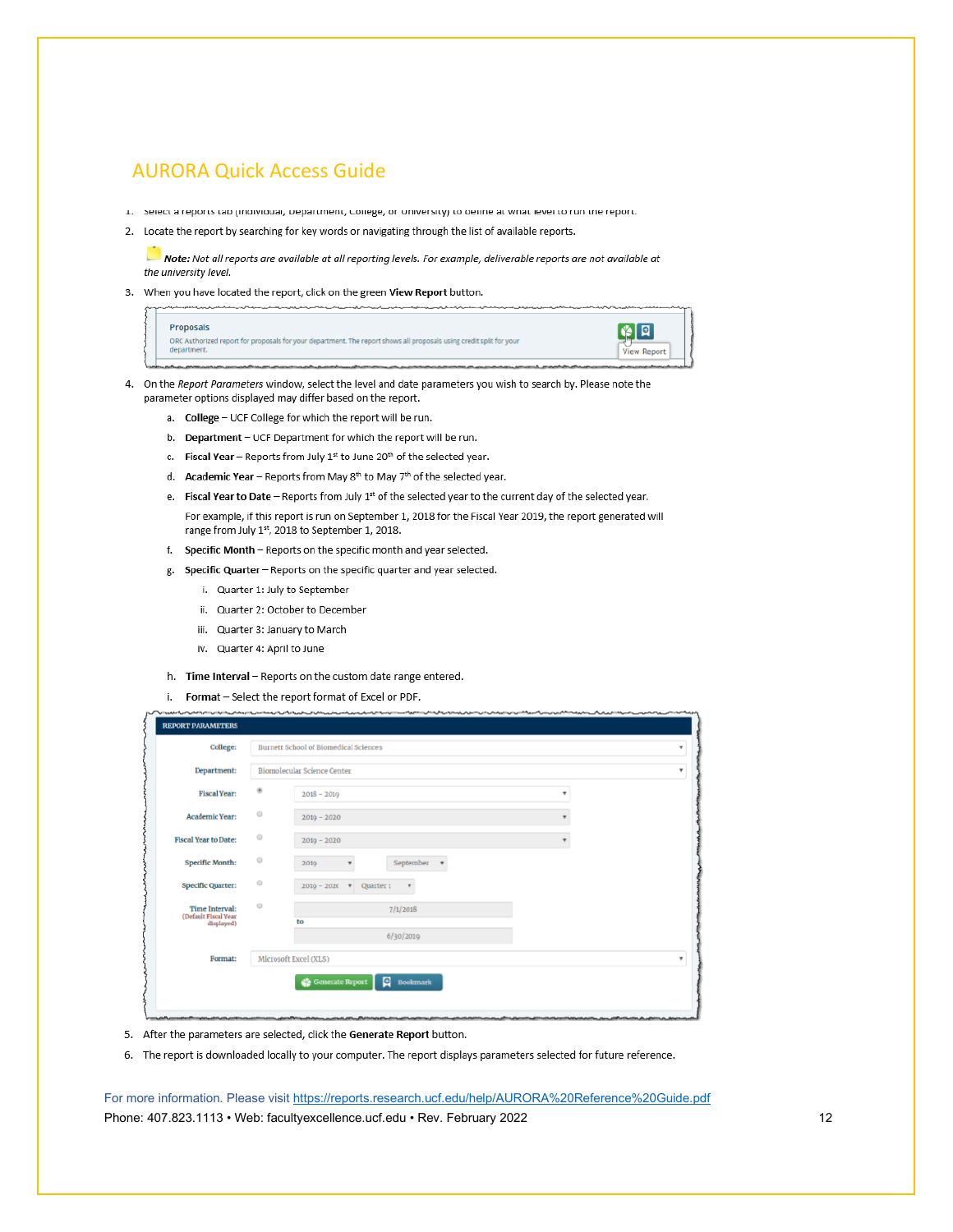## AURORA Quick Access Guide

1. Select a reports tab (Individual, Department, College, or University) to define at what level to run the report.
2. Locate the report by searching for key words or navigating through the list of available reports.

   ***Note:*** *Not all reports are available at all reporting levels. For example, deliverable reports are not available at the university level.*

3. When you have located the report, click on the green **View Report** button.

   Proposals
   ORC Authorized report for proposals for your department. The report shows all proposals using credit split for your department.
   View Report

4. On the *Report Parameters* window, select the level and date parameters you wish to search by. Please note the parameter options displayed may differ based on the report.
   a. **College** – UCF College for which the report will be run.
   b. **Department** – UCF Department for which the report will be run.
   c. **Fiscal Year** – Reports from July 1st to June 20th of the selected year.
   d. **Academic Year** – Reports from May 8th to May 7th of the selected year.
   e. **Fiscal Year to Date** – Reports from July 1st of the selected year to the current day of the selected year.

      For example, if this report is run on September 1, 2018 for the Fiscal Year 2019, the report generated will range from July 1st, 2018 to September 1, 2018.

   f. **Specific Month** – Reports on the specific month and year selected.
   g. **Specific Quarter** – Reports on the specific quarter and year selected.
      i. Quarter 1: July to September
      ii. Quarter 2: October to December
      iii. Quarter 3: January to March
      iv. Quarter 4: April to June
   h. **Time Interval** – Reports on the custom date range entered.
   i. **Format** – Select the report format of Excel or PDF.

   REPORT PARAMETERS
   College: Burnett School of Biomedical Sciences
   Department: Biomolecular Science Center
   Fiscal Year: 2018 – 2019
   Academic Year: 2019 – 2020
   Fiscal Year to Date: 2019 – 2020
   Specific Month: 2019 September
   Specific Quarter: 2019 – 2020 Quarter 1
   Time Interval: (Default Fiscal Year displayed) 7/1/2018 to 6/30/2019
   Format: Microsoft Excel (XLS)
   Generate Report Bookmark

5. After the parameters are selected, click the **Generate Report** button.
6. The report is downloaded locally to your computer. The report displays parameters selected for future reference.

For more information. Please visit https://reports.research.ucf.edu/help/AURORA%20Reference%20Guide.pdf

Phone: 407.823.1113 • Web: facultyexcellence.ucf.edu • Rev. February 2022